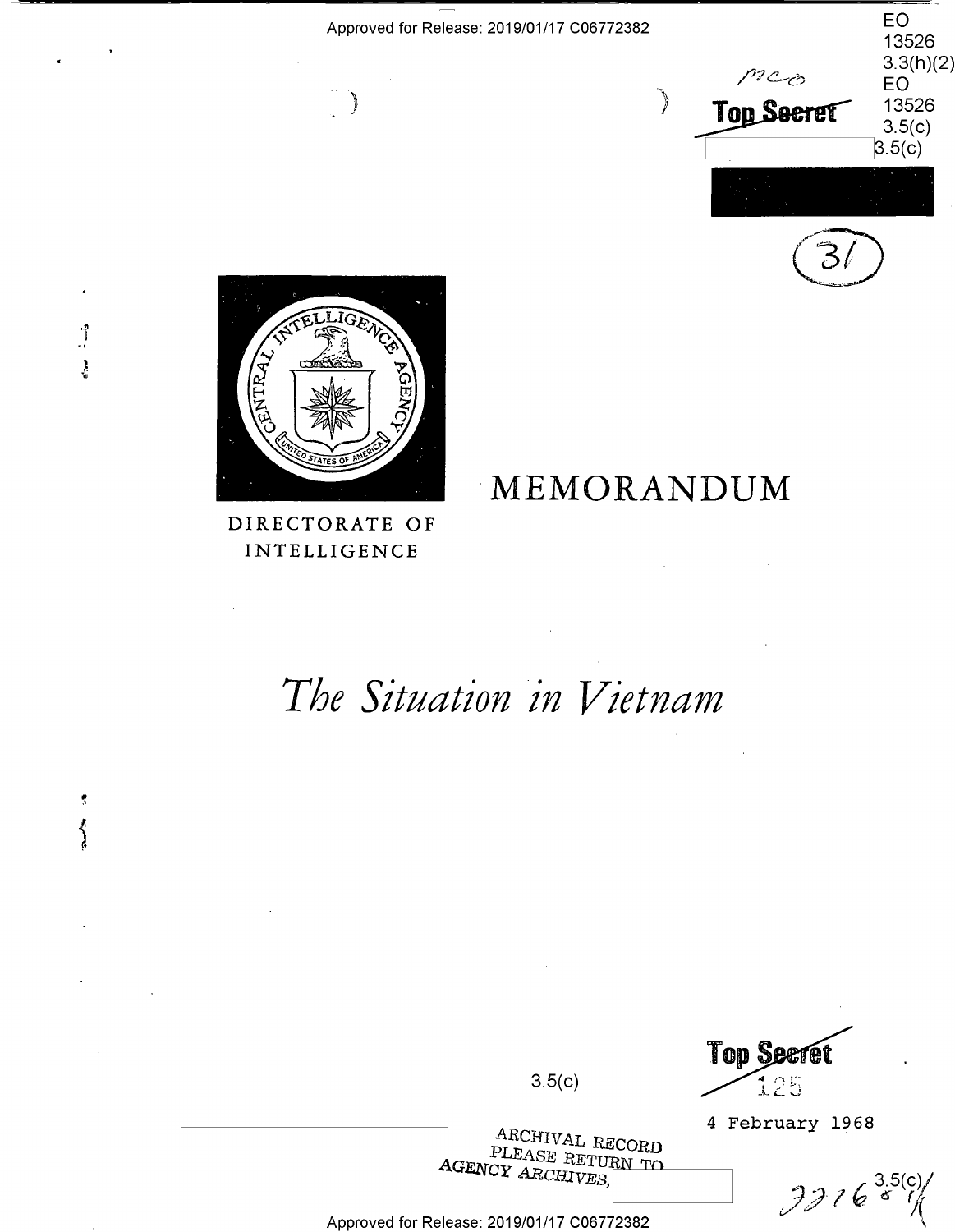Approved for Release: 2019/01/17 C06772382

EO 13526 3.3(h)(2)
EO 13526 3.5(c)

Top Secret

3.5(c)

(31)

DIRECTORATE OF INTELLIGENCE

# MEMORANDUM

# *The Situation in Vietnam*

Top Secret

125

3.5(c)

4 February 1968

ARCHIVAL RECORD
PLEASE RETURN TO
AGENCY ARCHIVES,

3.5(c)

Approved for Release: 2019/01/17 C06772382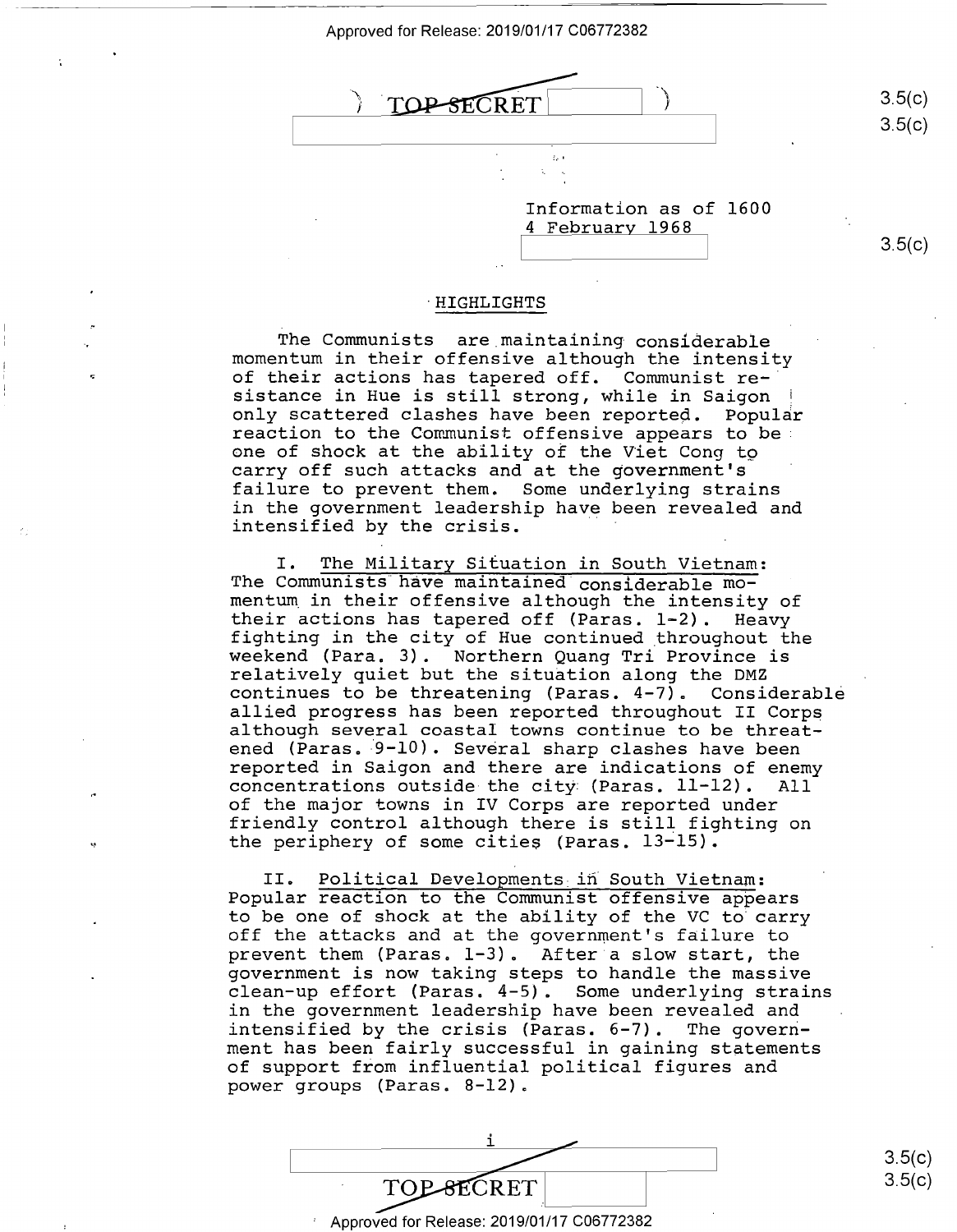TOP SECRET

Information as of 1600
4 February 1968

## HIGHLIGHTS

The Communists are maintaining considerable momentum in their offensive although the intensity of their actions has tapered off. Communist resistance in Hue is still strong, while in Saigon only scattered clashes have been reported. Popular reaction to the Communist offensive appears to be one of shock at the ability of the Viet Cong to carry off such attacks and at the government's failure to prevent them. Some underlying strains in the government leadership have been revealed and intensified by the crisis.

I. The Military Situation in South Vietnam: The Communists have maintained considerable momentum in their offensive although the intensity of their actions has tapered off (Paras. 1-2). Heavy fighting in the city of Hue continued throughout the weekend (Para. 3). Northern Quang Tri Province is relatively quiet but the situation along the DMZ continues to be threatening (Paras. 4-7). Considerable allied progress has been reported throughout II Corps although several coastal towns continue to be threatened (Paras. 9-10). Several sharp clashes have been reported in Saigon and there are indications of enemy concentrations outside the city (Paras. 11-12). All of the major towns in IV Corps are reported under friendly control although there is still fighting on the periphery of some cities (Paras. 13-15).

II. Political Developments in South Vietnam: Popular reaction to the Communist offensive appears to be one of shock at the ability of the VC to carry off the attacks and at the government's failure to prevent them (Paras. 1-3). After a slow start, the government is now taking steps to handle the massive clean-up effort (Paras. 4-5). Some underlying strains in the government leadership have been revealed and intensified by the crisis (Paras. 6-7). The government has been fairly successful in gaining statements of support from influential political figures and power groups (Paras. 8-12).

TOP SECRET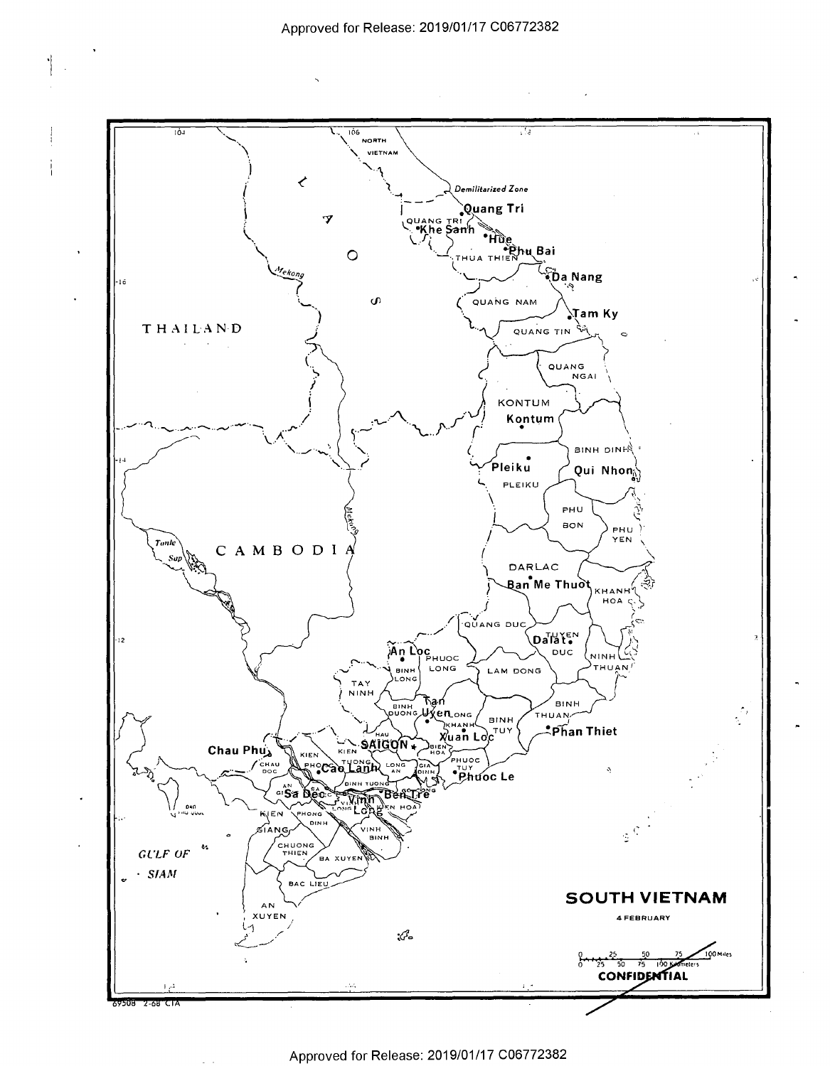**SOUTH VIETNAM**

4 FEBRUARY

CONFIDENTIAL

69508 2-68 CIA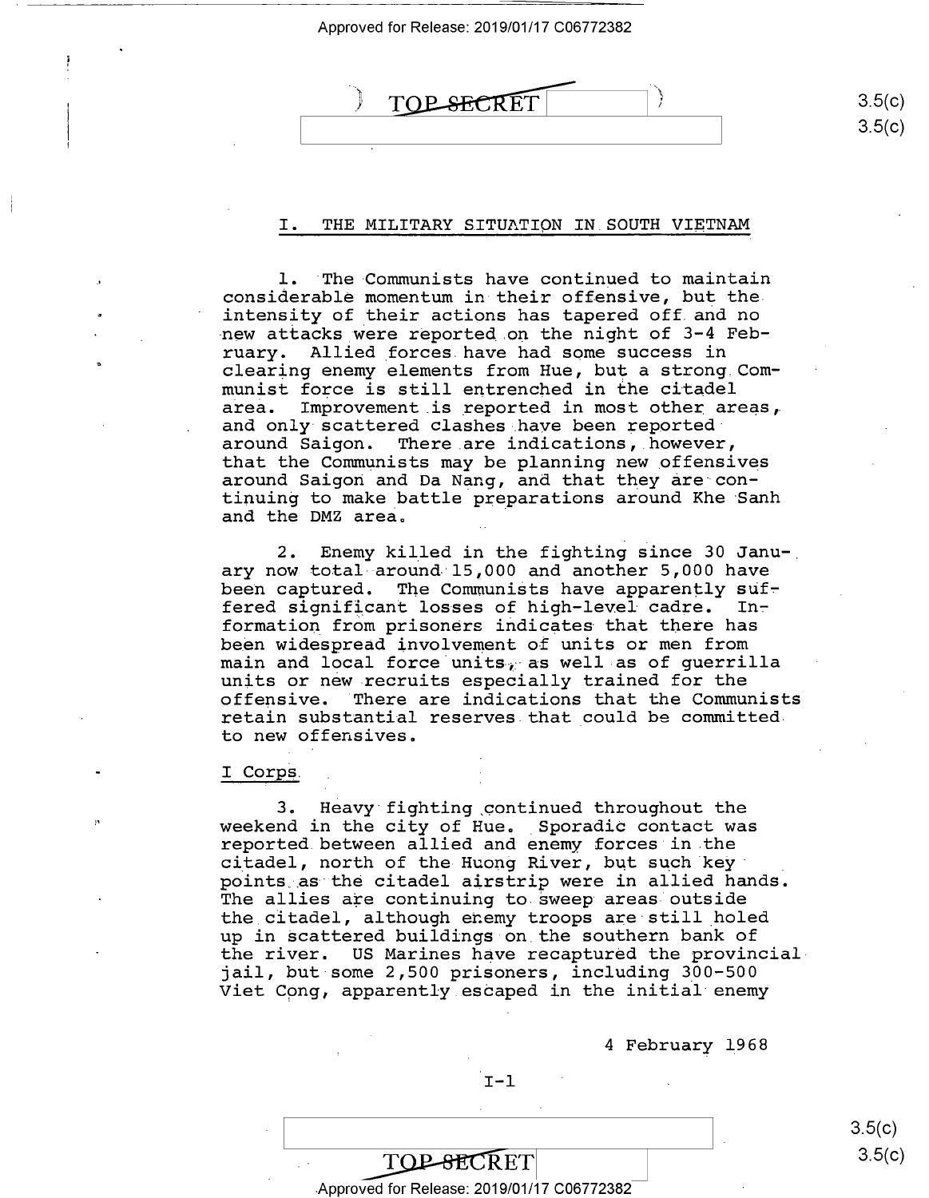## I. THE MILITARY SITUATION IN SOUTH VIETNAM

1. The Communists have continued to maintain considerable momentum in their offensive, but the intensity of their actions has tapered off and no new attacks were reported on the night of 3-4 February. Allied forces have had some success in clearing enemy elements from Hue, but a strong Communist force is still entrenched in the citadel area. Improvement is reported in most other areas, and only scattered clashes have been reported around Saigon. There are indications, however, that the Communists may be planning new offensives around Saigon and Da Nang, and that they are continuing to make battle preparations around Khe Sanh and the DMZ area.

2. Enemy killed in the fighting since 30 January now total around 15,000 and another 5,000 have been captured. The Communists have apparently suffered significant losses of high-level cadre. Information from prisoners indicates that there has been widespread involvement of units or men from main and local force units, as well as of guerrilla units or new recruits especially trained for the offensive. There are indications that the Communists retain substantial reserves that could be committed to new offensives.

### I Corps

3. Heavy fighting continued throughout the weekend in the city of Hue. Sporadic contact was reported between allied and enemy forces in the citadel, north of the Huong River, but such key points as the citadel airstrip were in allied hands. The allies are continuing to sweep areas outside the citadel, although enemy troops are still holed up in scattered buildings on the southern bank of the river. US Marines have recaptured the provincial jail, but some 2,500 prisoners, including 300-500 Viet Cong, apparently escaped in the initial enemy

4 February 1968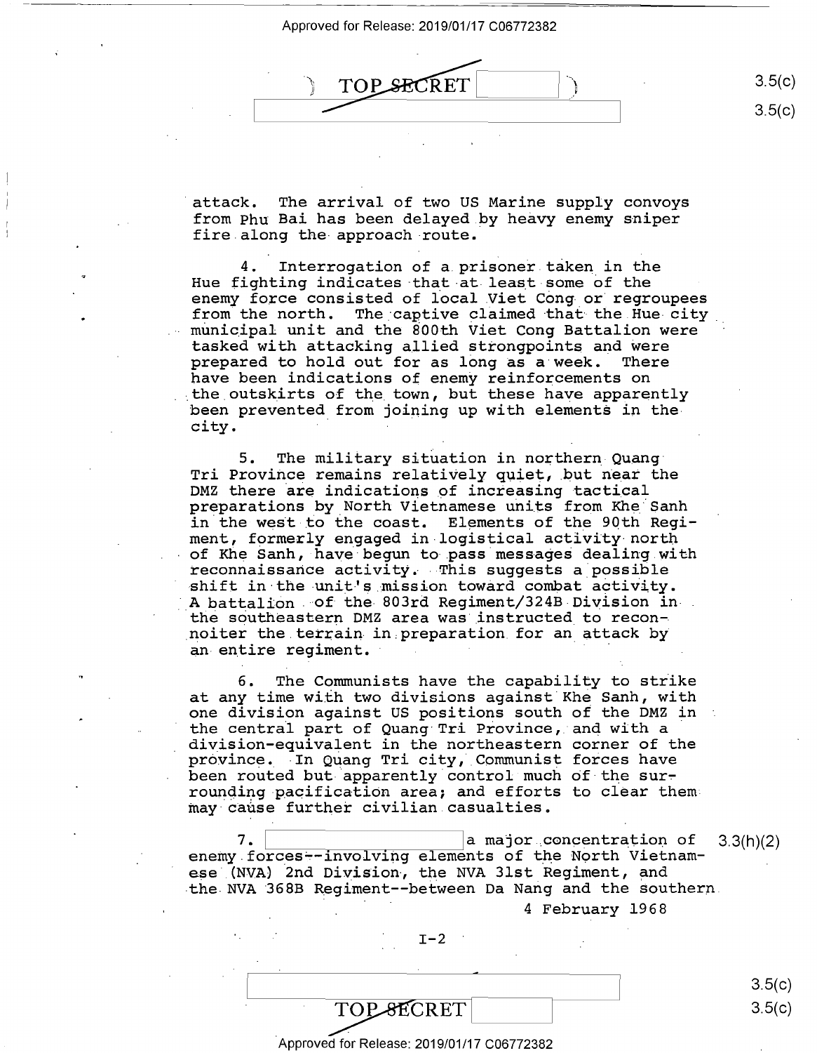attack. The arrival of two US Marine supply convoys from Phu Bai has been delayed by heavy enemy sniper fire along the approach route.

4. Interrogation of a prisoner taken in the Hue fighting indicates that at least some of the enemy force consisted of local Viet Cong or regroupees from the north. The captive claimed that the Hue city municipal unit and the 800th Viet Cong Battalion were tasked with attacking allied strongpoints and were prepared to hold out for as long as a week. There have been indications of enemy reinforcements on the outskirts of the town, but these have apparently been prevented from joining up with elements in the city.

5. The military situation in northern Quang Tri Province remains relatively quiet, but near the DMZ there are indications of increasing tactical preparations by North Vietnamese units from Khe Sanh in the west to the coast. Elements of the 90th Regiment, formerly engaged in logistical activity north of Khe Sanh, have begun to pass messages dealing with reconnaissance activity. This suggests a possible shift in the unit's mission toward combat activity. A battalion of the 803rd Regiment/324B Division in the southeastern DMZ area was instructed to reconnoiter the terrain in preparation for an attack by an entire regiment.

6. The Communists have the capability to strike at any time with two divisions against Khe Sanh, with one division against US positions south of the DMZ in the central part of Quang Tri Province, and with a division-equivalent in the northeastern corner of the province. In Quang Tri city, Communist forces have been routed but apparently control much of the surrounding pacification area; and efforts to clear them may cause further civilian casualties.

7. [redacted] a major concentration of enemy forces--involving elements of the North Vietnamese (NVA) 2nd Division, the NVA 31st Regiment, and the NVA 368B Regiment--between Da Nang and the southern

4 February 1968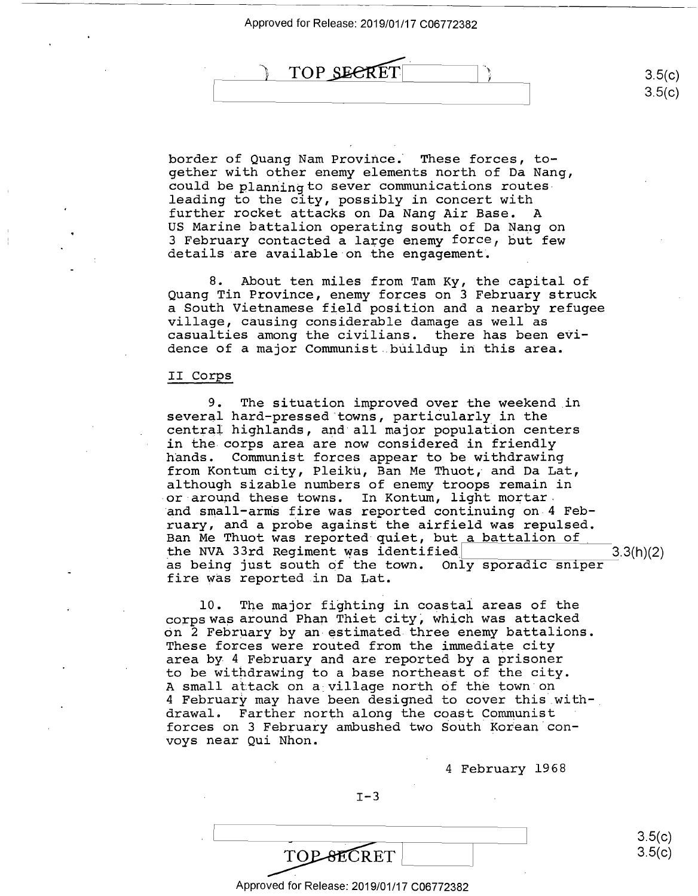border of Quang Nam Province. These forces, together with other enemy elements north of Da Nang, could be planning to sever communications routes leading to the city, possibly in concert with further rocket attacks on Da Nang Air Base. A US Marine battalion operating south of Da Nang on 3 February contacted a large enemy force, but few details are available on the engagement.

8. About ten miles from Tam Ky, the capital of Quang Tin Province, enemy forces on 3 February struck a South Vietnamese field position and a nearby refugee village, causing considerable damage as well as casualties among the civilians. there has been evidence of a major Communist buildup in this area.

II Corps

9. The situation improved over the weekend in several hard-pressed towns, particularly in the central highlands, and all major population centers in the corps area are now considered in friendly hands. Communist forces appear to be withdrawing from Kontum city, Pleiku, Ban Me Thuot, and Da Lat, although sizable numbers of enemy troops remain in or around these towns. In Kontum, light mortar and small-arms fire was reported continuing on 4 February, and a probe against the airfield was repulsed. Ban Me Thuot was reported quiet, but a battalion of the NVA 33rd Regiment was identified [redacted] 3.3(h)(2) as being just south of the town. Only sporadic sniper fire was reported in Da Lat.

10. The major fighting in coastal areas of the corps was around Phan Thiet city, which was attacked on 2 February by an estimated three enemy battalions. These forces were routed from the immediate city area by 4 February and are reported by a prisoner to be withdrawing to a base northeast of the city. A small attack on a village north of the town on 4 February may have been designed to cover this withdrawal. Farther north along the coast Communist forces on 3 February ambushed two South Korean convoys near Qui Nhon.

4 February 1968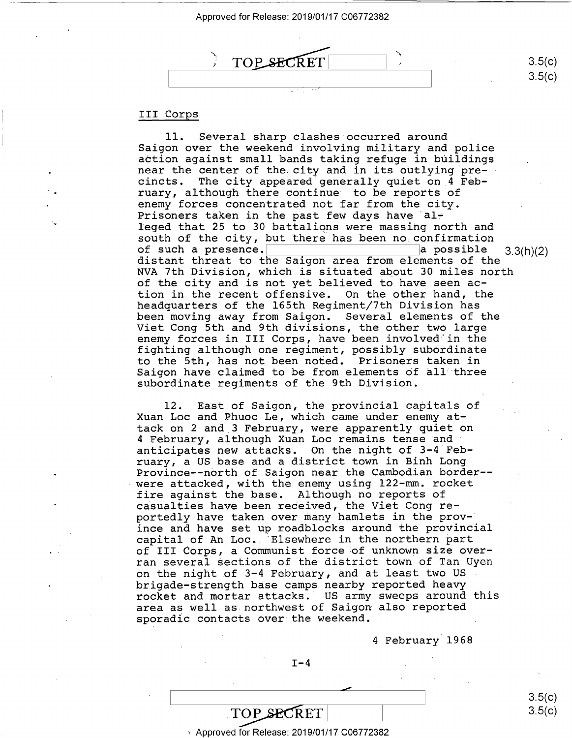TOP SECRET

## III Corps

11. Several sharp clashes occurred around Saigon over the weekend involving military and police action against small bands taking refuge in buildings near the center of the city and in its outlying precincts. The city appeared generally quiet on 4 February, although there continue to be reports of enemy forces concentrated not far from the city. Prisoners taken in the past few days have alleged that 25 to 30 battalions were massing north and south of the city, but there has been no confirmation of such a presence. [redacted] a possible distant threat to the Saigon area from elements of the NVA 7th Division, which is situated about 30 miles north of the city and is not yet believed to have seen action in the recent offensive. On the other hand, the headquarters of the 165th Regiment/7th Division has been moving away from Saigon. Several elements of the Viet Cong 5th and 9th divisions, the other two large enemy forces in III Corps, have been involved in the fighting although one regiment, possibly subordinate to the 5th, has not been noted. Prisoners taken in Saigon have claimed to be from elements of all three subordinate regiments of the 9th Division.

12. East of Saigon, the provincial capitals of Xuan Loc and Phuoc Le, which came under enemy attack on 2 and 3 February, were apparently quiet on 4 February, although Xuan Loc remains tense and anticipates new attacks. On the night of 3-4 February, a US base and a district town in Binh Long Province--north of Saigon near the Cambodian border--were attacked, with the enemy using 122-mm. rocket fire against the base. Although no reports of casualties have been received, the Viet Cong reportedly have taken over many hamlets in the province and have set up roadblocks around the provincial capital of An Loc. Elsewhere in the northern part of III Corps, a Communist force of unknown size overran several sections of the district town of Tan Uyen on the night of 3-4 February, and at least two US brigade-strength base camps nearby reported heavy rocket and mortar attacks. US army sweeps around this area as well as northwest of Saigon also reported sporadic contacts over the weekend.

4 February 1968

I-4

TOP SECRET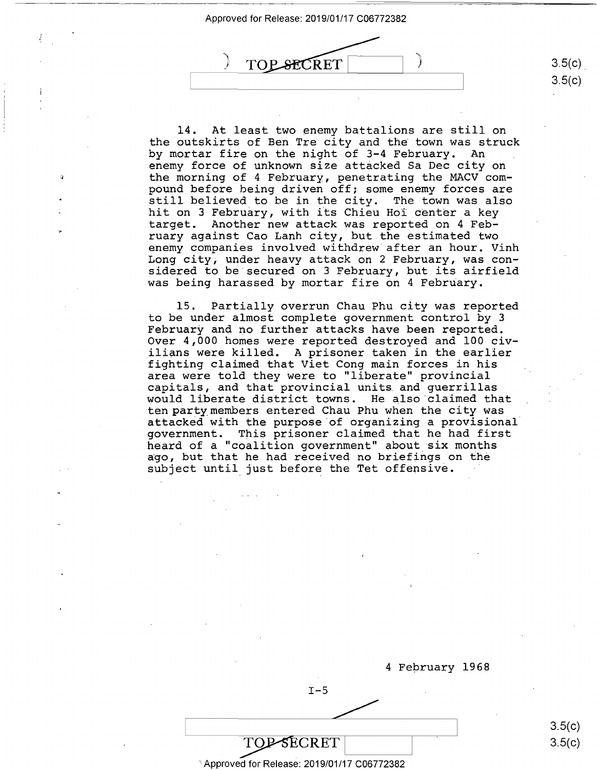14. At least two enemy battalions are still on the outskirts of Ben Tre city and the town was struck by mortar fire on the night of 3-4 February. An enemy force of unknown size attacked Sa Dec city on the morning of 4 February, penetrating the MACV compound before being driven off; some enemy forces are still believed to be in the city. The town was also hit on 3 February, with its Chieu Hoi center a key target. Another new attack was reported on 4 February against Cao Lanh city, but the estimated two enemy companies involved withdrew after an hour. Vinh Long city, under heavy attack on 2 February, was considered to be secured on 3 February, but its airfield was being harassed by mortar fire on 4 February.

15. Partially overrun Chau Phu city was reported to be under almost complete government control by 3 February and no further attacks have been reported. Over 4,000 homes were reported destroyed and 100 civilians were killed. A prisoner taken in the earlier fighting claimed that Viet Cong main forces in his area were told they were to "liberate" provincial capitals, and that provincial units and guerrillas would liberate district towns. He also claimed that ten party members entered Chau Phu when the city was attacked with the purpose of organizing a provisional government. This prisoner claimed that he had first heard of a "coalition government" about six months ago, but that he had received no briefings on the subject until just before the Tet offensive.

4 February 1968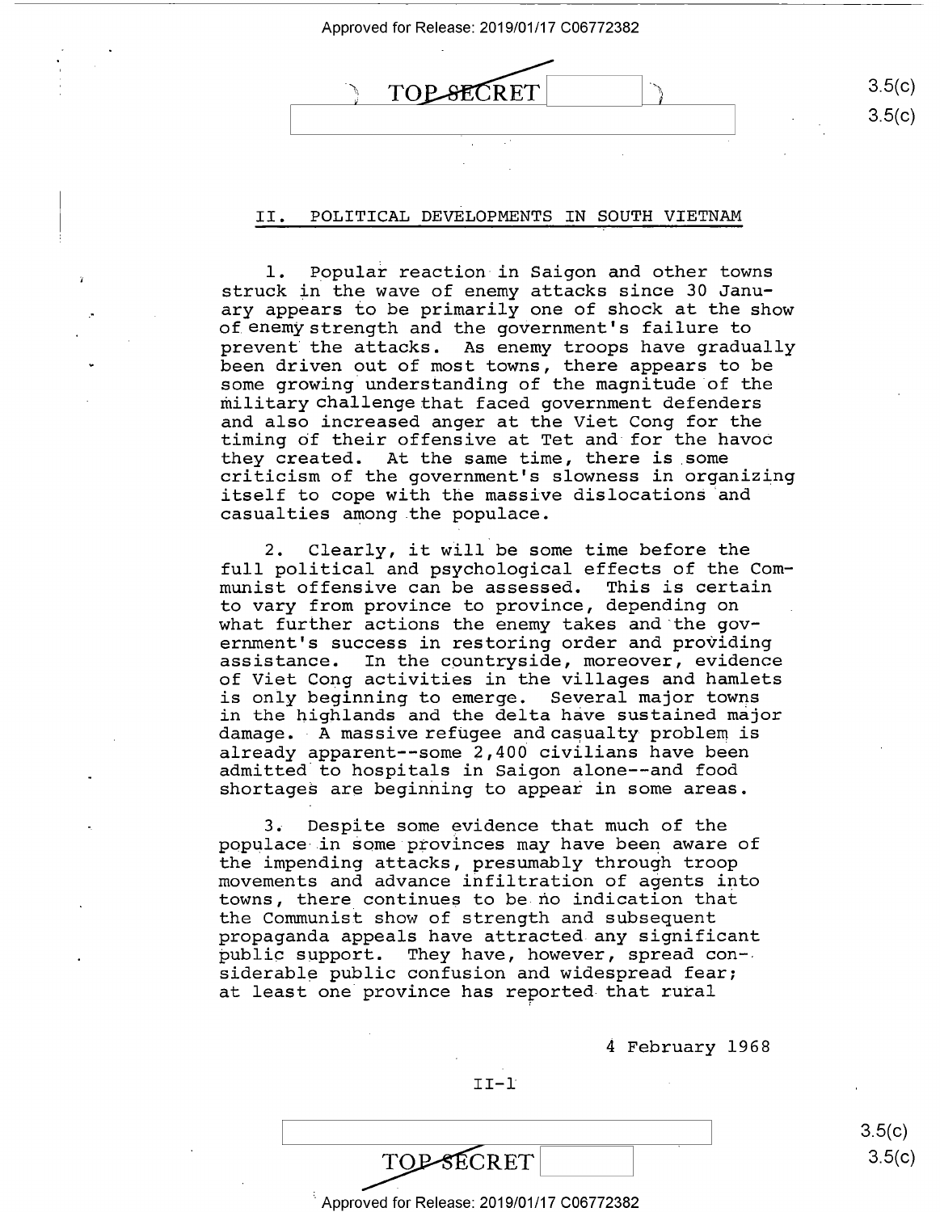## II. POLITICAL DEVELOPMENTS IN SOUTH VIETNAM

1. Popular reaction in Saigon and other towns struck in the wave of enemy attacks since 30 January appears to be primarily one of shock at the show of enemy strength and the government's failure to prevent the attacks. As enemy troops have gradually been driven out of most towns, there appears to be some growing understanding of the magnitude of the military challenge that faced government defenders and also increased anger at the Viet Cong for the timing of their offensive at Tet and for the havoc they created. At the same time, there is some criticism of the government's slowness in organizing itself to cope with the massive dislocations and casualties among the populace.

2. Clearly, it will be some time before the full political and psychological effects of the Communist offensive can be assessed. This is certain to vary from province to province, depending on what further actions the enemy takes and the government's success in restoring order and providing assistance. In the countryside, moreover, evidence of Viet Cong activities in the villages and hamlets is only beginning to emerge. Several major towns in the highlands and the delta have sustained major damage. A massive refugee and casualty problem is already apparent--some 2,400 civilians have been admitted to hospitals in Saigon alone--and food shortages are beginning to appear in some areas.

3. Despite some evidence that much of the populace in some provinces may have been aware of the impending attacks, presumably through troop movements and advance infiltration of agents into towns, there continues to be no indication that the Communist show of strength and subsequent propaganda appeals have attracted any significant public support. They have, however, spread considerable public confusion and widespread fear; at least one province has reported that rural

4 February 1968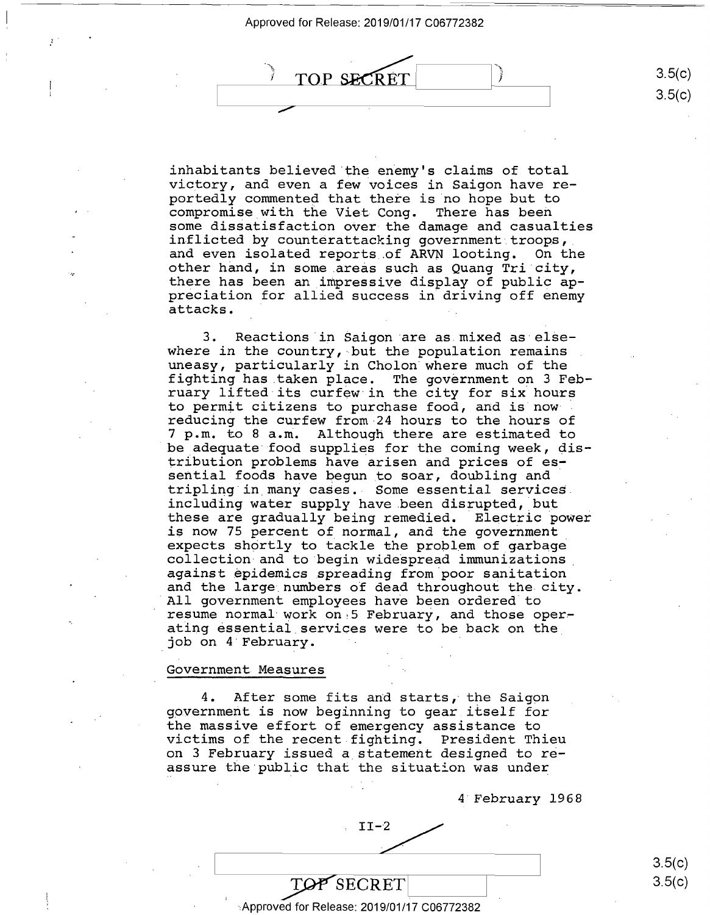inhabitants believed the enemy's claims of total victory, and even a few voices in Saigon have reportedly commented that there is no hope but to compromise with the Viet Cong. There has been some dissatisfaction over the damage and casualties inflicted by counterattacking government troops, and even isolated reports of ARVN looting. On the other hand, in some areas such as Quang Tri city, there has been an impressive display of public appreciation for allied success in driving off enemy attacks.

3. Reactions in Saigon are as mixed as elsewhere in the country, but the population remains uneasy, particularly in Cholon where much of the fighting has taken place. The government on 3 February lifted its curfew in the city for six hours to permit citizens to purchase food, and is now reducing the curfew from 24 hours to the hours of 7 p.m. to 8 a.m. Although there are estimated to be adequate food supplies for the coming week, distribution problems have arisen and prices of essential foods have begun to soar, doubling and tripling in many cases. Some essential services including water supply have been disrupted, but these are gradually being remedied. Electric power is now 75 percent of normal, and the government expects shortly to tackle the problem of garbage collection and to begin widespread immunizations against epidemics spreading from poor sanitation and the large numbers of dead throughout the city. All government employees have been ordered to resume normal work on 5 February, and those operating essential services were to be back on the job on 4 February.

## Government Measures

4. After some fits and starts, the Saigon government is now beginning to gear itself for the massive effort of emergency assistance to victims of the recent fighting. President Thieu on 3 February issued a statement designed to reassure the public that the situation was under

4 February 1968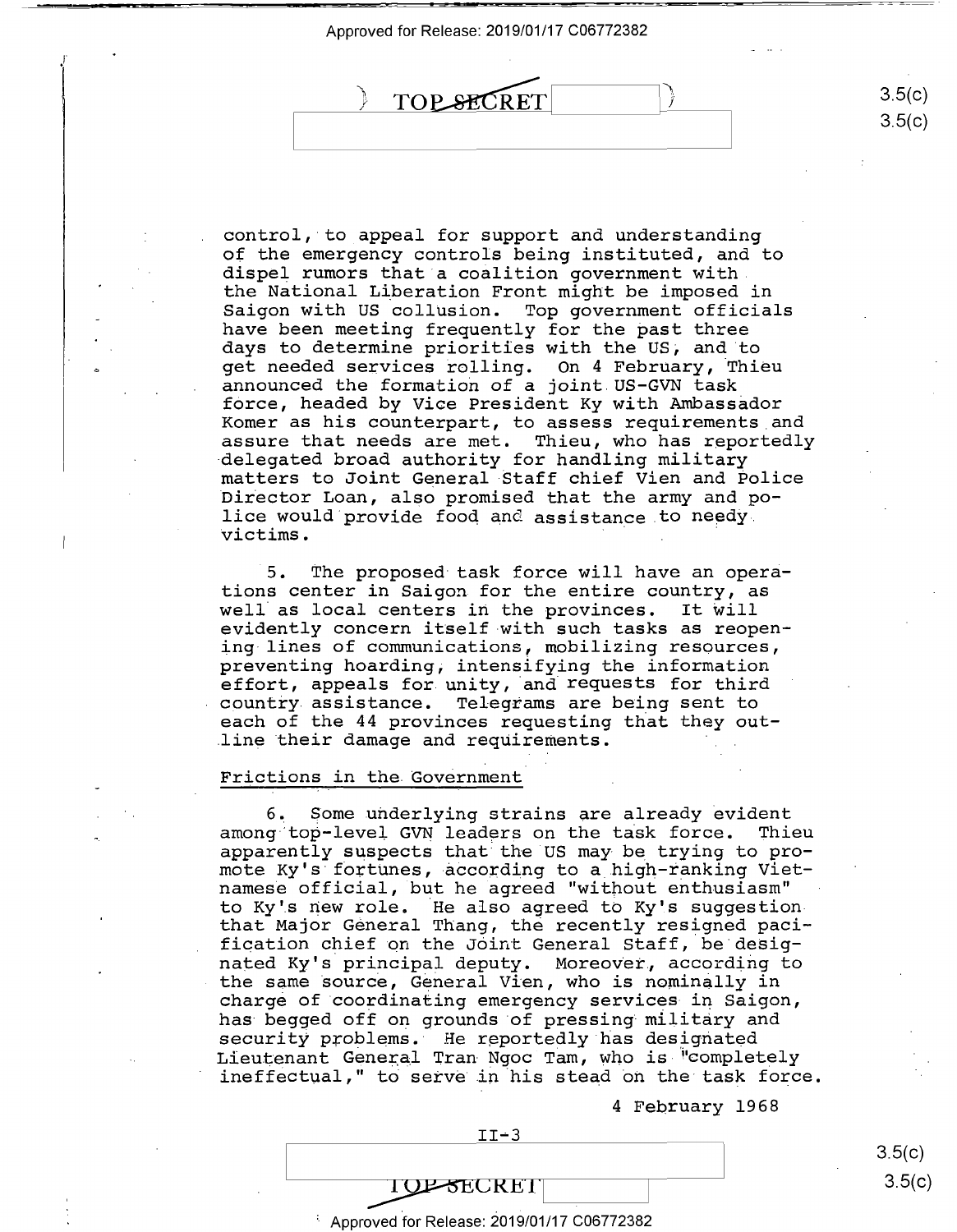control, to appeal for support and understanding of the emergency controls being instituted, and to dispel rumors that a coalition government with the National Liberation Front might be imposed in Saigon with US collusion. Top government officials have been meeting frequently for the past three days to determine priorities with the US, and to get needed services rolling. On 4 February, Thieu announced the formation of a joint US-GVN task force, headed by Vice President Ky with Ambassador Komer as his counterpart, to assess requirements and assure that needs are met. Thieu, who has reportedly delegated broad authority for handling military matters to Joint General Staff chief Vien and Police Director Loan, also promised that the army and police would provide food and assistance to needy victims.

5. The proposed task force will have an operations center in Saigon for the entire country, as well as local centers in the provinces. It will evidently concern itself with such tasks as reopening lines of communications, mobilizing resources, preventing hoarding, intensifying the information effort, appeals for unity, and requests for third country assistance. Telegrams are being sent to each of the 44 provinces requesting that they outline their damage and requirements.

## Frictions in the Government

6. Some underlying strains are already evident among top-level GVN leaders on the task force. Thieu apparently suspects that the US may be trying to promote Ky's fortunes, according to a high-ranking Vietnamese official, but he agreed "without enthusiasm" to Ky's new role. He also agreed to Ky's suggestion that Major General Thang, the recently resigned pacification chief on the Joint General Staff, be designated Ky's principal deputy. Moreover, according to the same source, General Vien, who is nominally in charge of coordinating emergency services in Saigon, has begged off on grounds of pressing military and security problems. He reportedly has designated Lieutenant General Tran Ngoc Tam, who is "completely ineffectual," to serve in his stead on the task force.

4 February 1968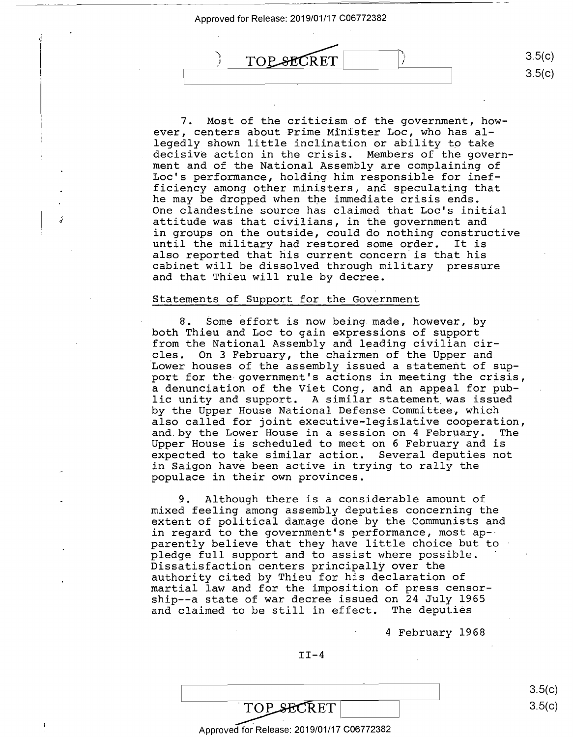7. Most of the criticism of the government, however, centers about Prime Minister Loc, who has allegedly shown little inclination or ability to take decisive action in the crisis. Members of the government and of the National Assembly are complaining of Loc's performance, holding him responsible for inefficiency among other ministers, and speculating that he may be dropped when the immediate crisis ends. One clandestine source has claimed that Loc's initial attitude was that civilians, in the government and in groups on the outside, could do nothing constructive until the military had restored some order. It is also reported that his current concern is that his cabinet will be dissolved through military pressure and that Thieu will rule by decree.

Statements of Support for the Government

8. Some effort is now being made, however, by both Thieu and Loc to gain expressions of support from the National Assembly and leading civilian circles. On 3 February, the chairmen of the Upper and Lower houses of the assembly issued a statement of support for the government's actions in meeting the crisis, a denunciation of the Viet Cong, and an appeal for public unity and support. A similar statement was issued by the Upper House National Defense Committee, which also called for joint executive-legislative cooperation, and by the Lower House in a session on 4 February. The Upper House is scheduled to meet on 6 February and is expected to take similar action. Several deputies not in Saigon have been active in trying to rally the populace in their own provinces.

9. Although there is a considerable amount of mixed feeling among assembly deputies concerning the extent of political damage done by the Communists and in regard to the government's performance, most apparently believe that they have little choice but to pledge full support and to assist where possible. Dissatisfaction centers principally over the authority cited by Thieu for his declaration of martial law and for the imposition of press censorship--a state of war decree issued on 24 July 1965 and claimed to be still in effect. The deputies

4 February 1968

II-4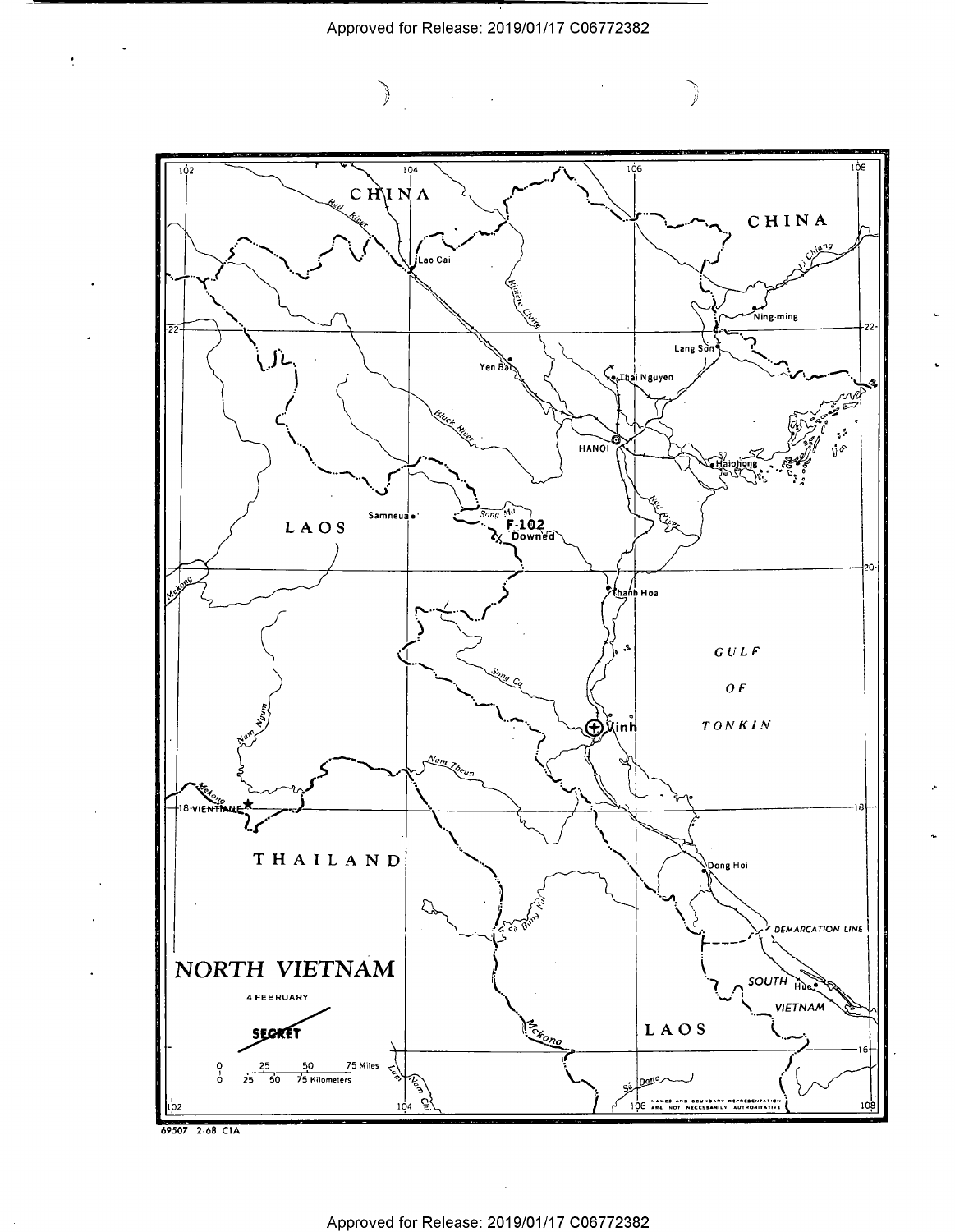NORTH VIETNAM

4 FEBRUARY

SECRET

CHINA

LAOS

THAILAND

GULF OF TONKIN

SOUTH VIETNAM

Lao Cai

Yen Bai

Thai Nguyen

HANOI

Haiphong

Lang Son

Ning-ming

Samneua

F-102 Downed

Thanh Hoa

Vinh

VIENTIANE

Dong Hoi

Hue

DEMARCATION LINE

Red River

Black River

Song Ma

Song Ca

Mekong

Nam Ngum

Nam Theun

Se Done

Se Bang Fai

Li Chiang

Riviere Claire

Lam Nam Chi

0 25 50 75 Miles

0 25 50 75 Kilometers

NAMES AND BOUNDARY REPRESENTATION ARE NOT NECESSARILY AUTHORITATIVE

69507 2-68 CIA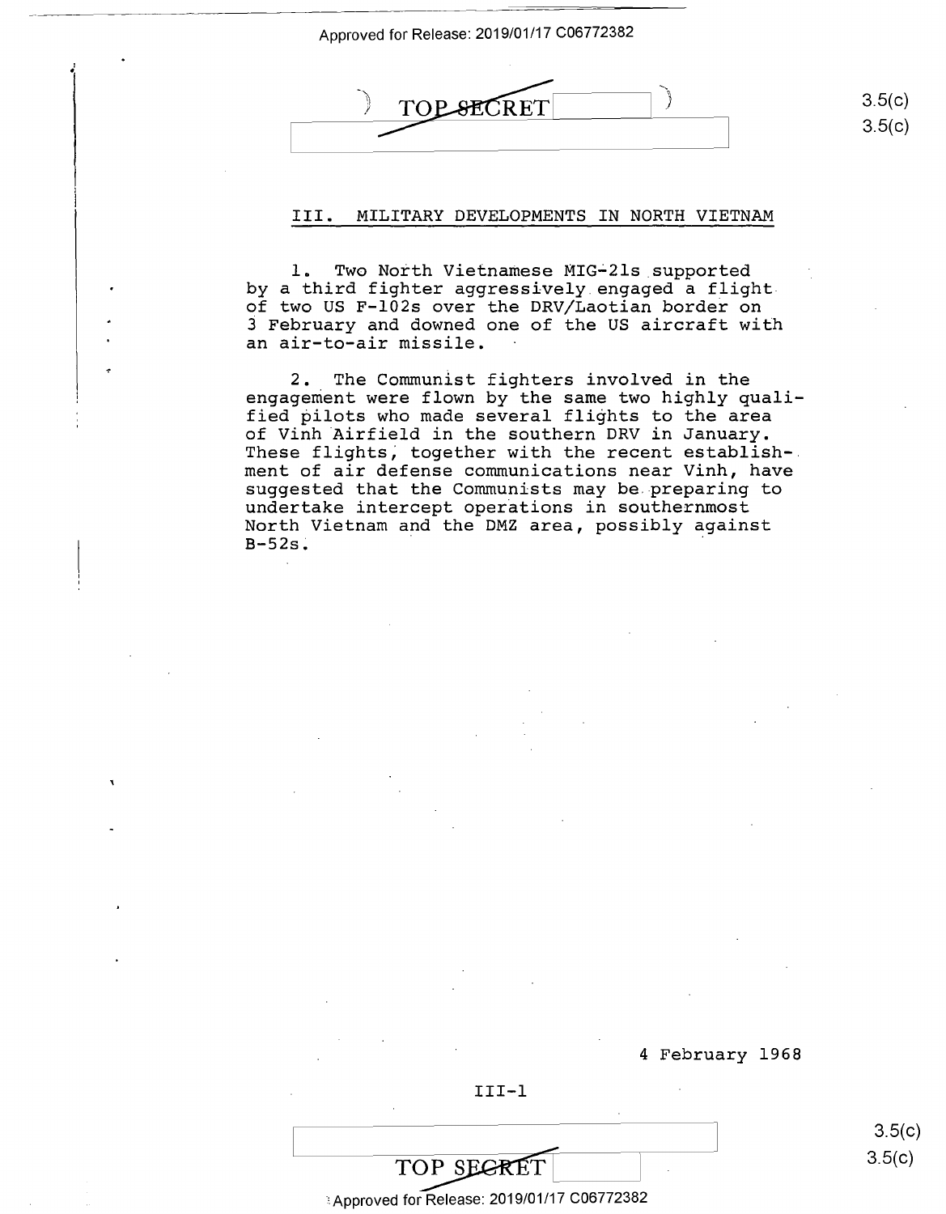## III. MILITARY DEVELOPMENTS IN NORTH VIETNAM

1. Two North Vietnamese MIG-21s supported by a third fighter aggressively engaged a flight of two US F-102s over the DRV/Laotian border on 3 February and downed one of the US aircraft with an air-to-air missile.

2. The Communist fighters involved in the engagement were flown by the same two highly qualified pilots who made several flights to the area of Vinh Airfield in the southern DRV in January. These flights, together with the recent establishment of air defense communications near Vinh, have suggested that the Communists may be preparing to undertake intercept operations in southernmost North Vietnam and the DMZ area, possibly against B-52s.

4 February 1968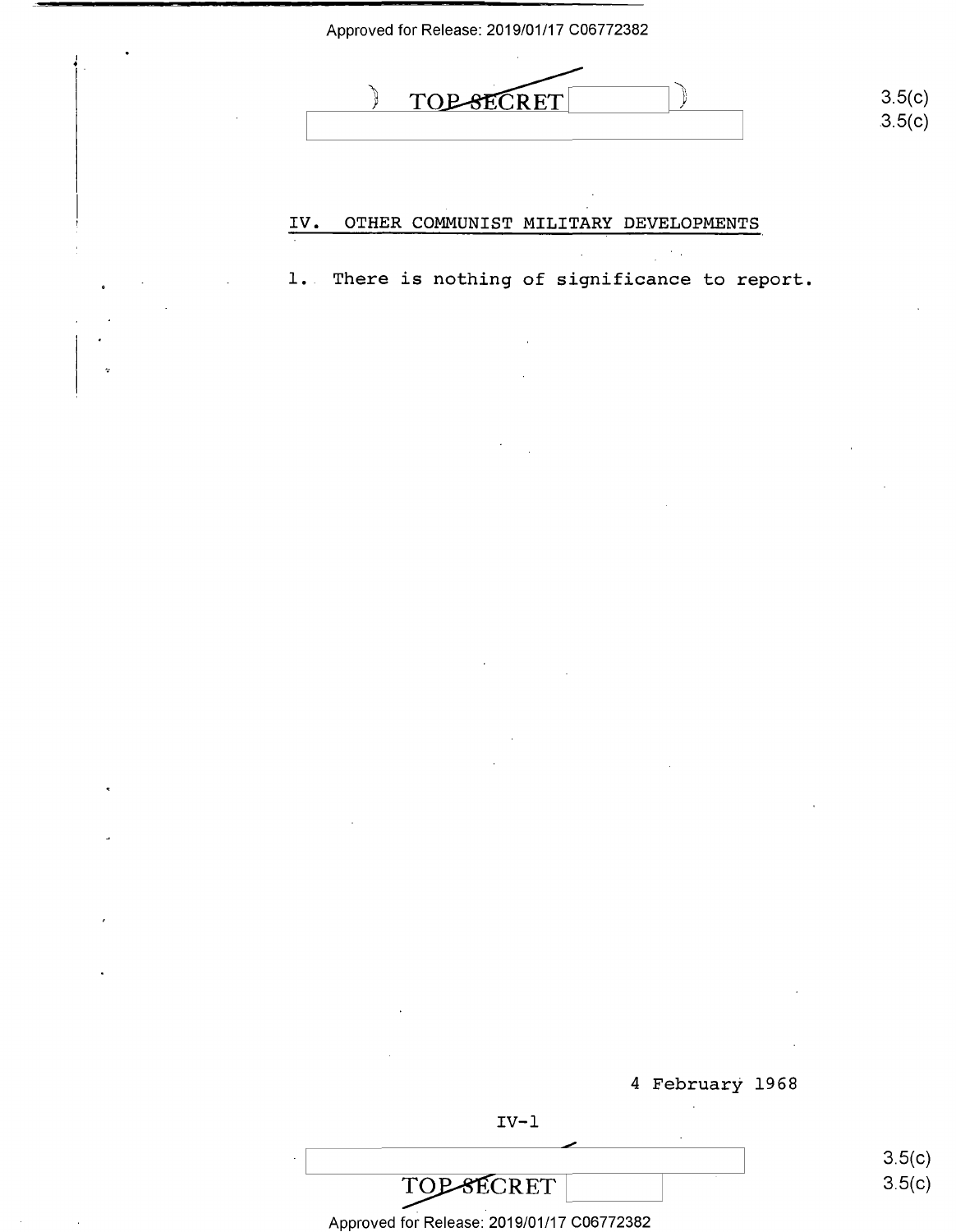## IV. OTHER COMMUNIST MILITARY DEVELOPMENTS

1. There is nothing of significance to report.

4 February 1968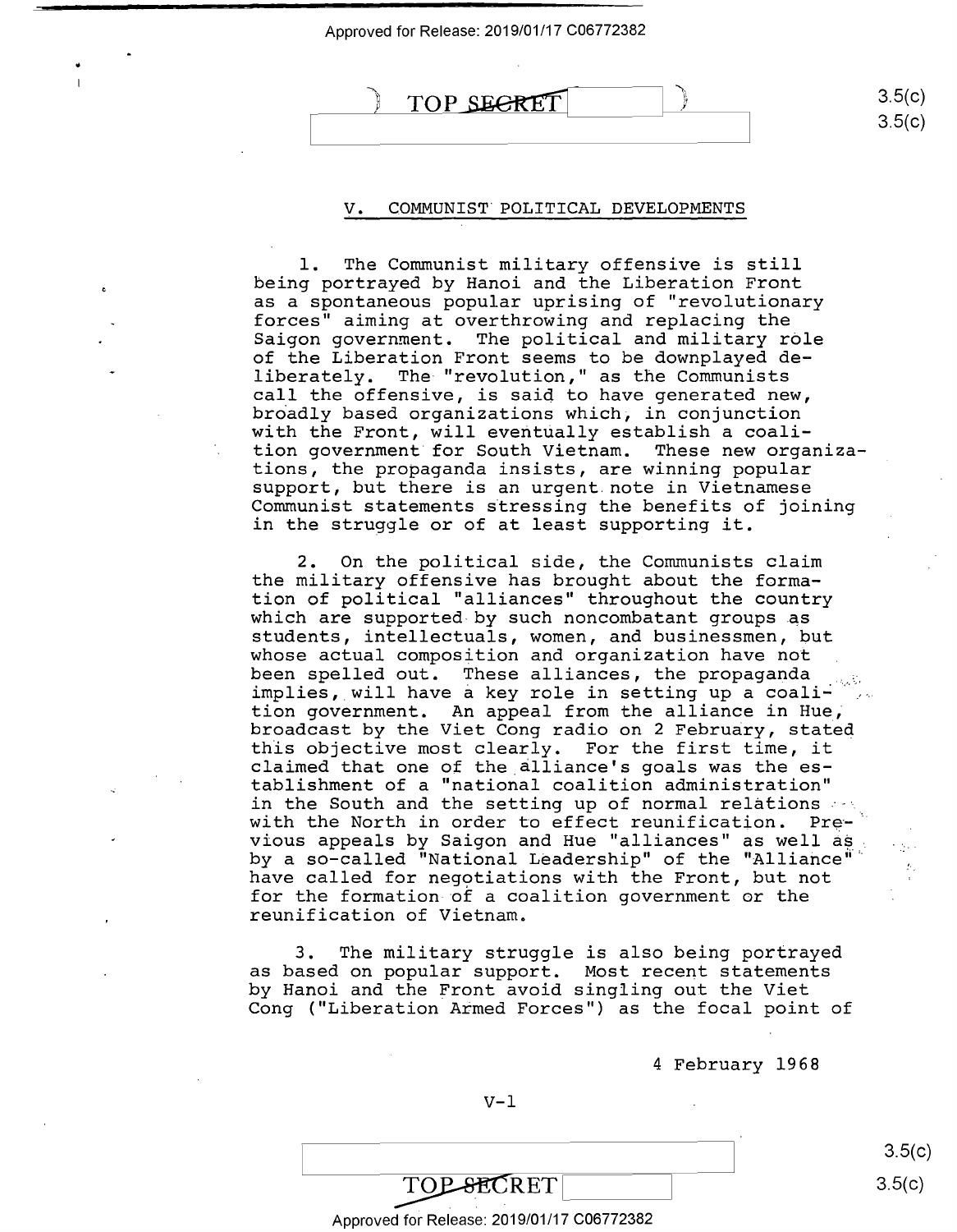## V. COMMUNIST POLITICAL DEVELOPMENTS

1. The Communist military offensive is still being portrayed by Hanoi and the Liberation Front as a spontaneous popular uprising of "revolutionary forces" aiming at overthrowing and replacing the Saigon government. The political and military role of the Liberation Front seems to be downplayed deliberately. The "revolution," as the Communists call the offensive, is said to have generated new, broadly based organizations which, in conjunction with the Front, will eventually establish a coalition government for South Vietnam. These new organizations, the propaganda insists, are winning popular support, but there is an urgent note in Vietnamese Communist statements stressing the benefits of joining in the struggle or of at least supporting it.

2. On the political side, the Communists claim the military offensive has brought about the formation of political "alliances" throughout the country which are supported by such noncombatant groups as students, intellectuals, women, and businessmen, but whose actual composition and organization have not been spelled out. These alliances, the propaganda implies, will have a key role in setting up a coalition government. An appeal from the alliance in Hue, broadcast by the Viet Cong radio on 2 February, stated this objective most clearly. For the first time, it claimed that one of the alliance's goals was the establishment of a "national coalition administration" in the South and the setting up of normal relations with the North in order to effect reunification. Previous appeals by Saigon and Hue "alliances" as well as by a so-called "National Leadership" of the "Alliance" have called for negotiations with the Front, but not for the formation of a coalition government or the reunification of Vietnam.

3. The military struggle is also being portrayed as based on popular support. Most recent statements by Hanoi and the Front avoid singling out the Viet Cong ("Liberation Armed Forces") as the focal point of

4 February 1968

V-1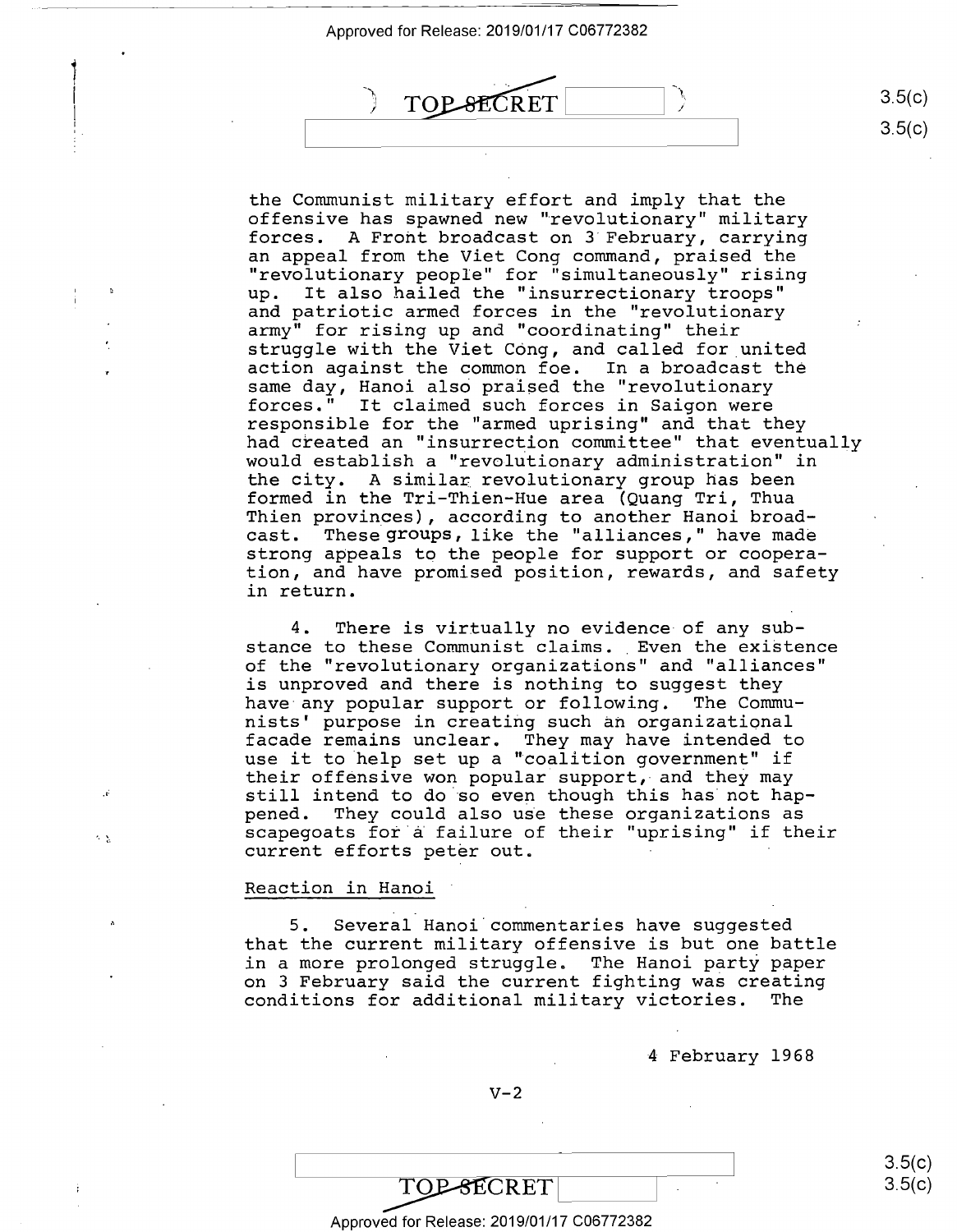the Communist military effort and imply that the offensive has spawned new "revolutionary" military forces. A Front broadcast on 3 February, carrying an appeal from the Viet Cong command, praised the "revolutionary people" for "simultaneously" rising up. It also hailed the "insurrectionary troops" and patriotic armed forces in the "revolutionary army" for rising up and "coordinating" their struggle with the Viet Cong, and called for united action against the common foe. In a broadcast the same day, Hanoi also praised the "revolutionary forces." It claimed such forces in Saigon were responsible for the "armed uprising" and that they had created an "insurrection committee" that eventually would establish a "revolutionary administration" in the city. A similar revolutionary group has been formed in the Tri-Thien-Hue area (Quang Tri, Thua Thien provinces), according to another Hanoi broadcast. These groups, like the "alliances," have made strong appeals to the people for support or cooperation, and have promised position, rewards, and safety in return.

4. There is virtually no evidence of any substance to these Communist claims. Even the existence of the "revolutionary organizations" and "alliances" is unproved and there is nothing to suggest they have any popular support or following. The Communists' purpose in creating such an organizational facade remains unclear. They may have intended to use it to help set up a "coalition government" if their offensive won popular support, and they may still intend to do so even though this has not happened. They could also use these organizations as scapegoats for a failure of their "uprising" if their current efforts peter out.

## Reaction in Hanoi

5. Several Hanoi commentaries have suggested that the current military offensive is but one battle in a more prolonged struggle. The Hanoi party paper on 3 February said the current fighting was creating conditions for additional military victories. The

4 February 1968

V-2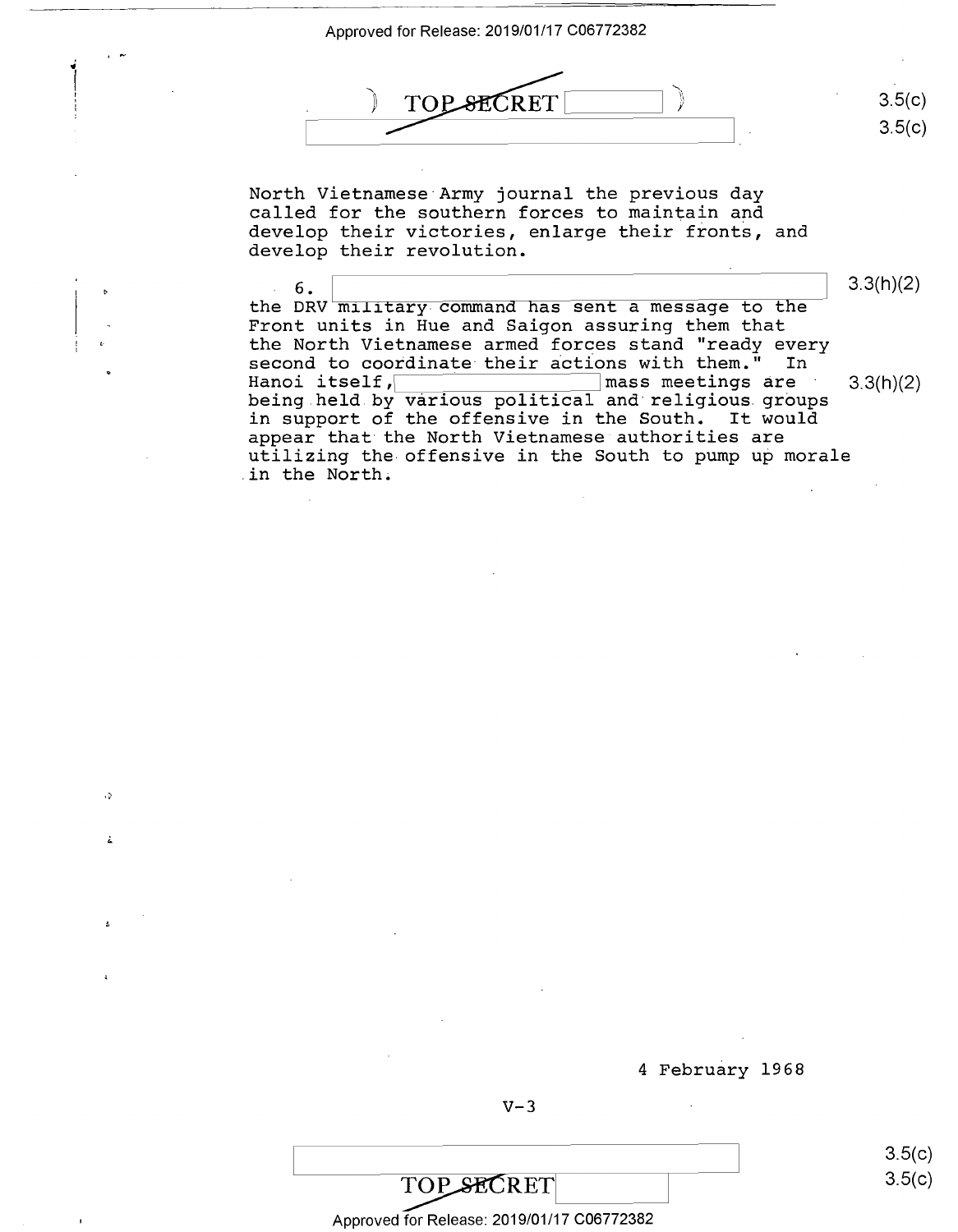North Vietnamese Army journal the previous day called for the southern forces to maintain and develop their victories, enlarge their fronts, and develop their revolution.

6. [redacted] the DRV military command has sent a message to the Front units in Hue and Saigon assuring them that the North Vietnamese armed forces stand "ready every second to coordinate their actions with them." In Hanoi itself, [redacted] mass meetings are being held by various political and religious groups in support of the offensive in the South. It would appear that the North Vietnamese authorities are utilizing the offensive in the South to pump up morale in the North.

4 February 1968